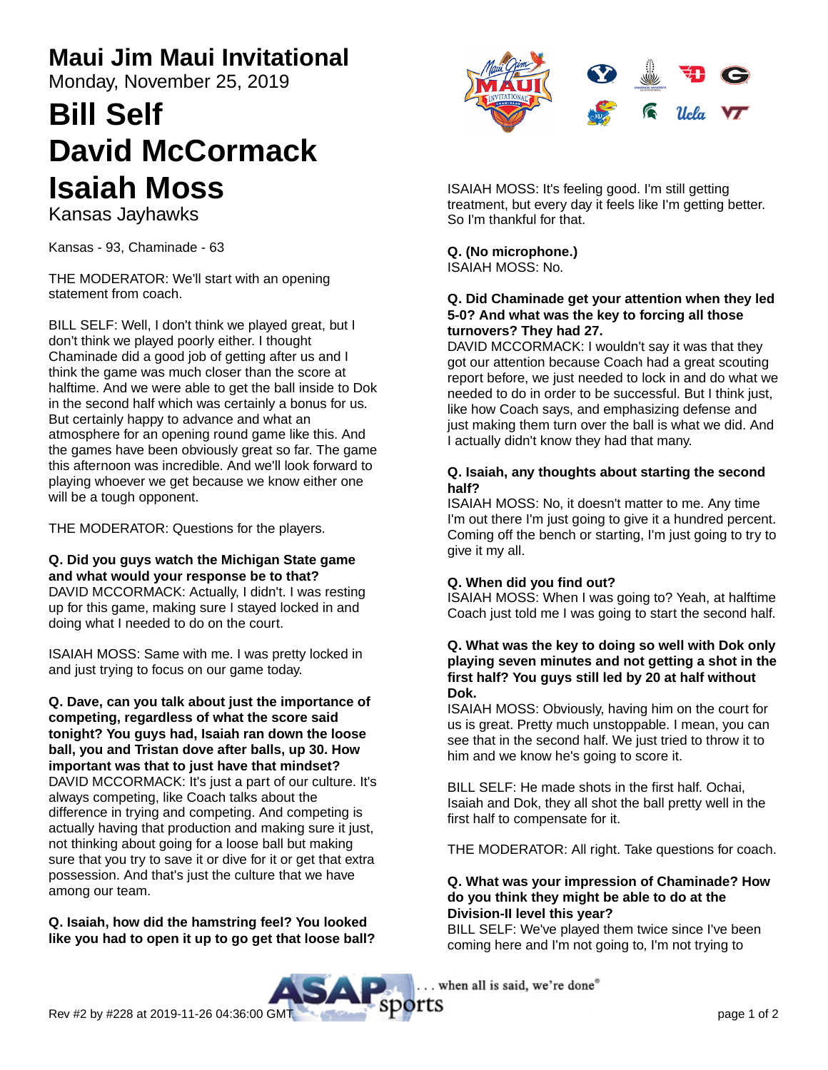# Maui Jim Maui Invitational

Monday, November 25, 2019

# Bill Self
# David McCormack
# Isaiah Moss

Kansas Jayhawks

Kansas - 93, Chaminade - 63

THE MODERATOR: We'll start with an opening statement from coach.

BILL SELF: Well, I don't think we played great, but I don't think we played poorly either. I thought Chaminade did a good job of getting after us and I think the game was much closer than the score at halftime. And we were able to get the ball inside to Dok in the second half which was certainly a bonus for us. But certainly happy to advance and what an atmosphere for an opening round game like this. And the games have been obviously great so far. The game this afternoon was incredible. And we'll look forward to playing whoever we get because we know either one will be a tough opponent.

THE MODERATOR: Questions for the players.

**Q. Did you guys watch the Michigan State game and what would your response be to that?**

DAVID MCCORMACK: Actually, I didn't. I was resting up for this game, making sure I stayed locked in and doing what I needed to do on the court.

ISAIAH MOSS: Same with me. I was pretty locked in and just trying to focus on our game today.

**Q. Dave, can you talk about just the importance of competing, regardless of what the score said tonight? You guys had, Isaiah ran down the loose ball, you and Tristan dove after balls, up 30. How important was that to just have that mindset?**

DAVID MCCORMACK: It's just a part of our culture. It's always competing, like Coach talks about the difference in trying and competing. And competing is actually having that production and making sure it just, not thinking about going for a loose ball but making sure that you try to save it or dive for it or get that extra possession. And that's just the culture that we have among our team.

**Q. Isaiah, how did the hamstring feel? You looked like you had to open it up to go get that loose ball?**

ISAIAH MOSS: It's feeling good. I'm still getting treatment, but every day it feels like I'm getting better. So I'm thankful for that.

**Q. (No microphone.)**

ISAIAH MOSS: No.

**Q. Did Chaminade get your attention when they led 5-0? And what was the key to forcing all those turnovers? They had 27.**

DAVID MCCORMACK: I wouldn't say it was that they got our attention because Coach had a great scouting report before, we just needed to lock in and do what we needed to do in order to be successful. But I think just, like how Coach says, and emphasizing defense and just making them turn over the ball is what we did. And I actually didn't know they had that many.

**Q. Isaiah, any thoughts about starting the second half?**

ISAIAH MOSS: No, it doesn't matter to me. Any time I'm out there I'm just going to give it a hundred percent. Coming off the bench or starting, I'm just going to try to give it my all.

**Q. When did you find out?**

ISAIAH MOSS: When I was going to? Yeah, at halftime Coach just told me I was going to start the second half.

**Q. What was the key to doing so well with Dok only playing seven minutes and not getting a shot in the first half? You guys still led by 20 at half without Dok.**

ISAIAH MOSS: Obviously, having him on the court for us is great. Pretty much unstoppable. I mean, you can see that in the second half. We just tried to throw it to him and we know he's going to score it.

BILL SELF: He made shots in the first half. Ochai, Isaiah and Dok, they all shot the ball pretty well in the first half to compensate for it.

THE MODERATOR: All right. Take questions for coach.

**Q. What was your impression of Chaminade? How do you think they might be able to do at the Division-II level this year?**

BILL SELF: We've played them twice since I've been coming here and I'm not going to, I'm not trying to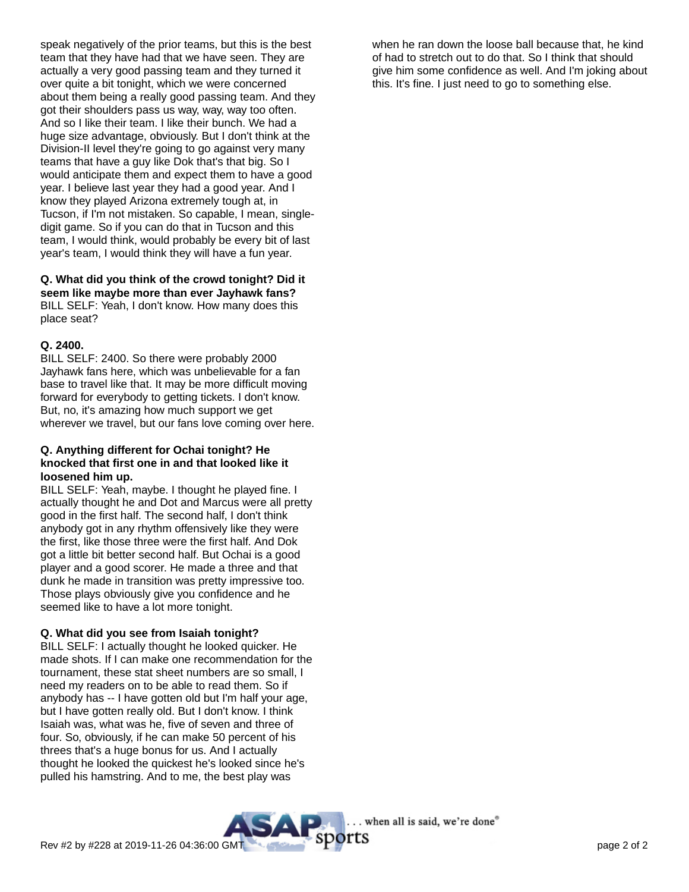speak negatively of the prior teams, but this is the best team that they have had that we have seen. They are actually a very good passing team and they turned it over quite a bit tonight, which we were concerned about them being a really good passing team. And they got their shoulders pass us way, way, way too often. And so I like their team. I like their bunch. We had a huge size advantage, obviously. But I don't think at the Division-II level they're going to go against very many teams that have a guy like Dok that's that big. So I would anticipate them and expect them to have a good year. I believe last year they had a good year. And I know they played Arizona extremely tough at, in Tucson, if I'm not mistaken. So capable, I mean, single-digit game. So if you can do that in Tucson and this team, I would think, would probably be every bit of last year's team, I would think they will have a fun year.

**Q. What did you think of the crowd tonight? Did it seem like maybe more than ever Jayhawk fans?**

BILL SELF: Yeah, I don't know. How many does this place seat?

**Q. 2400.**

BILL SELF: 2400. So there were probably 2000 Jayhawk fans here, which was unbelievable for a fan base to travel like that. It may be more difficult moving forward for everybody to getting tickets. I don't know. But, no, it's amazing how much support we get wherever we travel, but our fans love coming over here.

**Q. Anything different for Ochai tonight? He knocked that first one in and that looked like it loosened him up.**

BILL SELF: Yeah, maybe. I thought he played fine. I actually thought he and Dot and Marcus were all pretty good in the first half. The second half, I don't think anybody got in any rhythm offensively like they were the first, like those three were the first half. And Dok got a little bit better second half. But Ochai is a good player and a good scorer. He made a three and that dunk he made in transition was pretty impressive too. Those plays obviously give you confidence and he seemed like to have a lot more tonight.

**Q. What did you see from Isaiah tonight?**

BILL SELF: I actually thought he looked quicker. He made shots. If I can make one recommendation for the tournament, these stat sheet numbers are so small, I need my readers on to be able to read them. So if anybody has -- I have gotten old but I'm half your age, but I have gotten really old. But I don't know. I think Isaiah was, what was he, five of seven and three of four. So, obviously, if he can make 50 percent of his threes that's a huge bonus for us. And I actually thought he looked the quickest he's looked since he's pulled his hamstring. And to me, the best play was when he ran down the loose ball because that, he kind of had to stretch out to do that. So I think that should give him some confidence as well. And I'm joking about this. It's fine. I just need to go to something else.